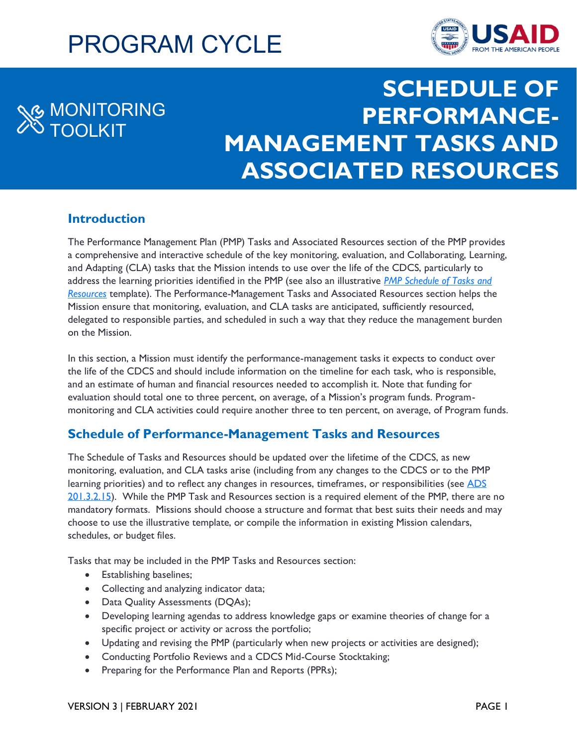PROGRAM CYCLE

MONITORING TOOLKIT

# SCHEDULE OF PERFORMANCE-MANAGEMENT TASKS AND ASSOCIATED RESOURCES

## Introduction

The Performance Management Plan (PMP) Tasks and Associated Resources section of the PMP provides a comprehensive and interactive schedule of the key monitoring, evaluation, and Collaborating, Learning, and Adapting (CLA) tasks that the Mission intends to use over the life of the CDCS, particularly to address the learning priorities identified in the PMP (see also an illustrative *PMP Schedule of Tasks and Resources* template). The Performance-Management Tasks and Associated Resources section helps the Mission ensure that monitoring, evaluation, and CLA tasks are anticipated, sufficiently resourced, delegated to responsible parties, and scheduled in such a way that they reduce the management burden on the Mission.

In this section, a Mission must identify the performance-management tasks it expects to conduct over the life of the CDCS and should include information on the timeline for each task, who is responsible, and an estimate of human and financial resources needed to accomplish it. Note that funding for evaluation should total one to three percent, on average, of a Mission's program funds. Program-monitoring and CLA activities could require another three to ten percent, on average, of Program funds.

## Schedule of Performance-Management Tasks and Resources

The Schedule of Tasks and Resources should be updated over the lifetime of the CDCS, as new monitoring, evaluation, and CLA tasks arise (including from any changes to the CDCS or to the PMP learning priorities) and to reflect any changes in resources, timeframes, or responsibilities (see ADS 201.3.2.15). While the PMP Task and Resources section is a required element of the PMP, there are no mandatory formats. Missions should choose a structure and format that best suits their needs and may choose to use the illustrative template, or compile the information in existing Mission calendars, schedules, or budget files.

Tasks that may be included in the PMP Tasks and Resources section:

- Establishing baselines;
- Collecting and analyzing indicator data;
- Data Quality Assessments (DQAs);
- Developing learning agendas to address knowledge gaps or examine theories of change for a specific project or activity or across the portfolio;
- Updating and revising the PMP (particularly when new projects or activities are designed);
- Conducting Portfolio Reviews and a CDCS Mid-Course Stocktaking;
- Preparing for the Performance Plan and Reports (PPRs);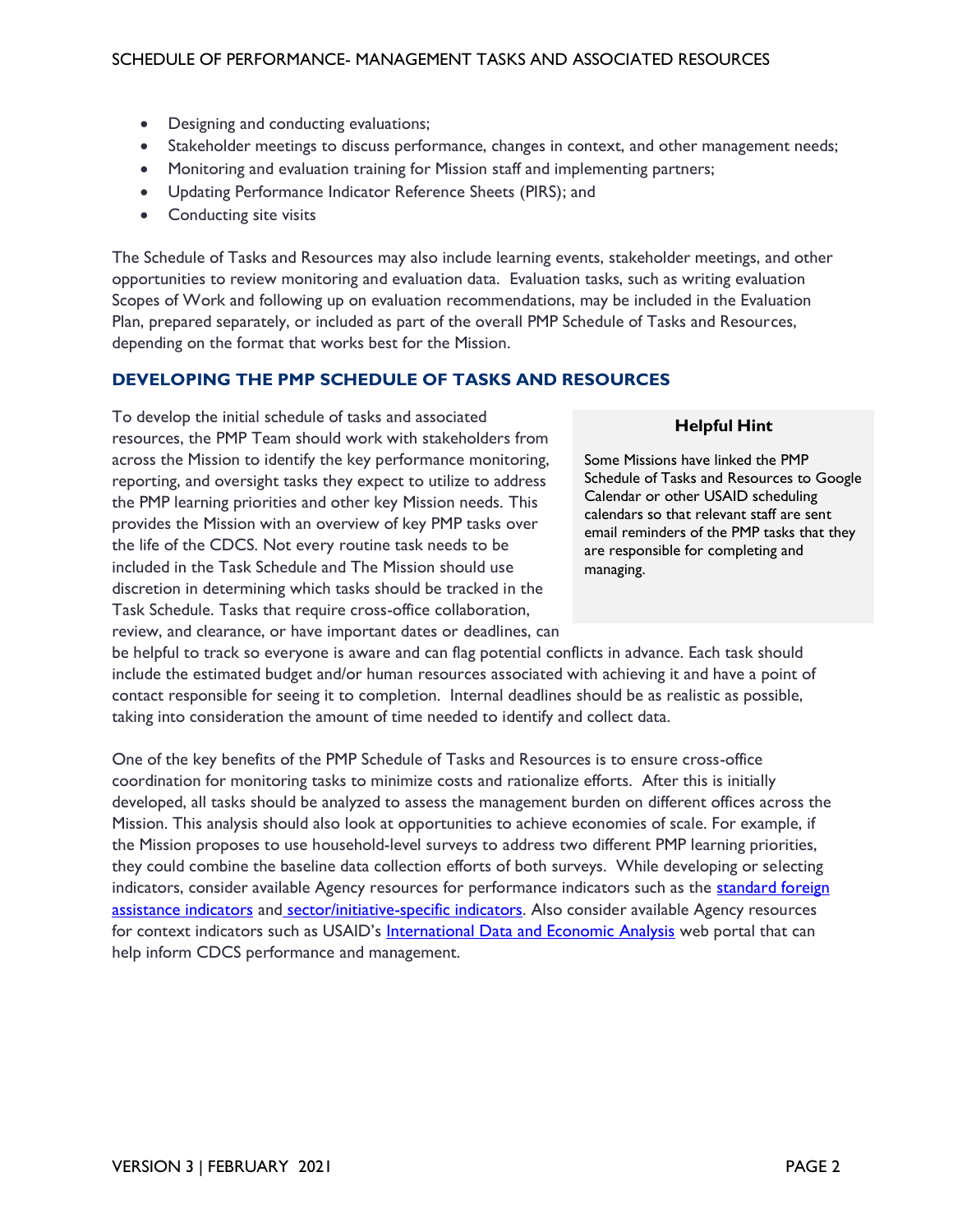- Designing and conducting evaluations;
- Stakeholder meetings to discuss performance, changes in context, and other management needs;
- Monitoring and evaluation training for Mission staff and implementing partners;
- Updating Performance Indicator Reference Sheets (PIRS); and
- Conducting site visits

The Schedule of Tasks and Resources may also include learning events, stakeholder meetings, and other opportunities to review monitoring and evaluation data. Evaluation tasks, such as writing evaluation Scopes of Work and following up on evaluation recommendations, may be included in the Evaluation Plan, prepared separately, or included as part of the overall PMP Schedule of Tasks and Resources, depending on the format that works best for the Mission.

## DEVELOPING THE PMP SCHEDULE OF TASKS AND RESOURCES

To develop the initial schedule of tasks and associated resources, the PMP Team should work with stakeholders from across the Mission to identify the key performance monitoring, reporting, and oversight tasks they expect to utilize to address the PMP learning priorities and other key Mission needs. This provides the Mission with an overview of key PMP tasks over the life of the CDCS. Not every routine task needs to be included in the Task Schedule and The Mission should use discretion in determining which tasks should be tracked in the Task Schedule. Tasks that require cross-office collaboration, review, and clearance, or have important dates or deadlines, can be helpful to track so everyone is aware and can flag potential conflicts in advance. Each task should include the estimated budget and/or human resources associated with achieving it and have a point of contact responsible for seeing it to completion. Internal deadlines should be as realistic as possible, taking into consideration the amount of time needed to identify and collect data.

> **Helpful Hint**
>
> Some Missions have linked the PMP Schedule of Tasks and Resources to Google Calendar or other USAID scheduling calendars so that relevant staff are sent email reminders of the PMP tasks that they are responsible for completing and managing.

One of the key benefits of the PMP Schedule of Tasks and Resources is to ensure cross-office coordination for monitoring tasks to minimize costs and rationalize efforts. After this is initially developed, all tasks should be analyzed to assess the management burden on different offices across the Mission. This analysis should also look at opportunities to achieve economies of scale. For example, if the Mission proposes to use household-level surveys to address two different PMP learning priorities, they could combine the baseline data collection efforts of both surveys. While developing or selecting indicators, consider available Agency resources for performance indicators such as the standard foreign assistance indicators and sector/initiative-specific indicators. Also consider available Agency resources for context indicators such as USAID's International Data and Economic Analysis web portal that can help inform CDCS performance and management.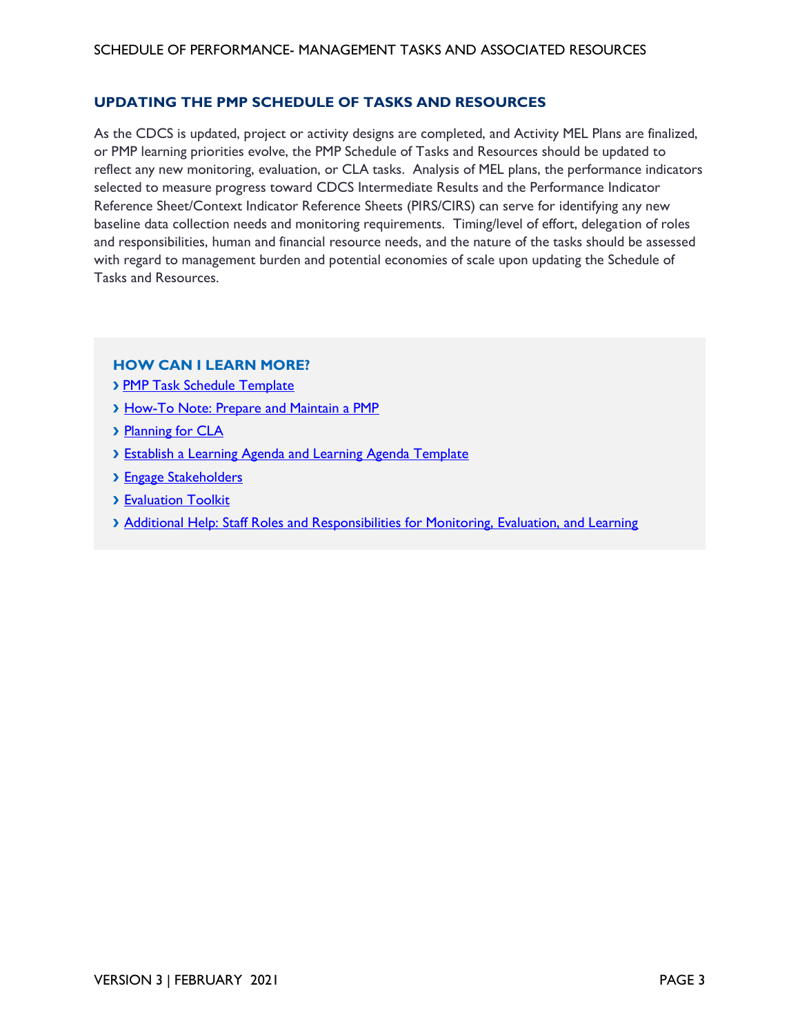## UPDATING THE PMP SCHEDULE OF TASKS AND RESOURCES

As the CDCS is updated, project or activity designs are completed, and Activity MEL Plans are finalized, or PMP learning priorities evolve, the PMP Schedule of Tasks and Resources should be updated to reflect any new monitoring, evaluation, or CLA tasks. Analysis of MEL plans, the performance indicators selected to measure progress toward CDCS Intermediate Results and the Performance Indicator Reference Sheet/Context Indicator Reference Sheets (PIRS/CIRS) can serve for identifying any new baseline data collection needs and monitoring requirements. Timing/level of effort, delegation of roles and responsibilities, human and financial resource needs, and the nature of the tasks should be assessed with regard to management burden and potential economies of scale upon updating the Schedule of Tasks and Resources.

### HOW CAN I LEARN MORE?

- PMP Task Schedule Template
- How-To Note: Prepare and Maintain a PMP
- Planning for CLA
- Establish a Learning Agenda and Learning Agenda Template
- Engage Stakeholders
- Evaluation Toolkit
- Additional Help: Staff Roles and Responsibilities for Monitoring, Evaluation, and Learning